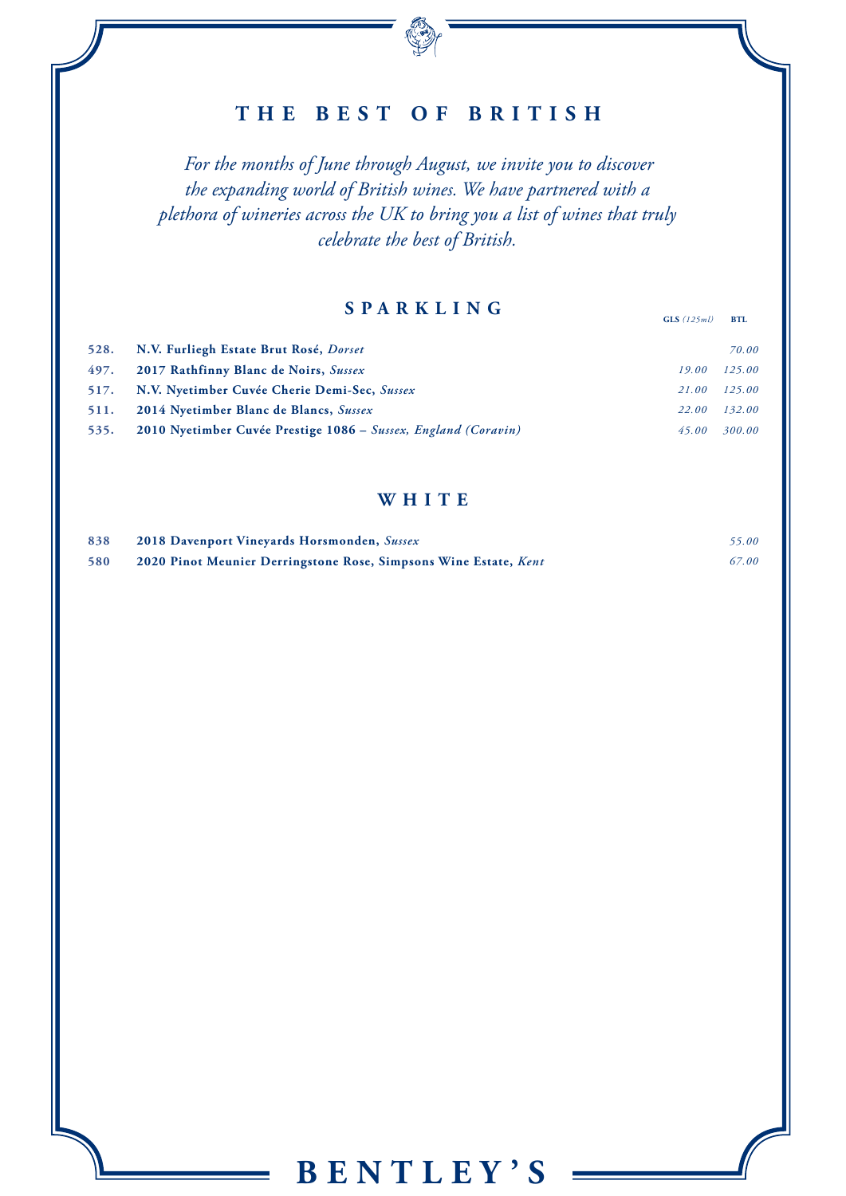# THE BEST OF BRITISH

*For the months of June through August, we invite you to discover the expanding world of British wines. We have partnered with a plethora of wineries across the UK to bring you a list of wines that truly celebrate the best of British.*

## SPARKLING

| | | GLS *(125ml)* | BTL |
|---|---|---|---|
| 528. | **N.V. Furliegh Estate Brut Rosé,** ***Dorset*** | | *70.00* |
| 497. | **2017 Rathfinny Blanc de Noirs,** ***Sussex*** | *19.00* | *125.00* |
| 517. | **N.V. Nyetimber Cuvée Cherie Demi-Sec,** ***Sussex*** | *21.00* | *125.00* |
| 511. | **2014 Nyetimber Blanc de Blancs,** ***Sussex*** | *22.00* | *132.00* |
| 535. | **2010 Nyetimber Cuvée Prestige 1086 –** ***Sussex, England (Coravin)*** | *45.00* | *300.00* |

## WHITE

| | | |
|---|---|---|
| 838 | **2018 Davenport Vineyards Horsmonden,** ***Sussex*** | *55.00* |
| 580 | **2020 Pinot Meunier Derringstone Rose, Simpsons Wine Estate,** ***Kent*** | *67.00* |

# BENTLEY'S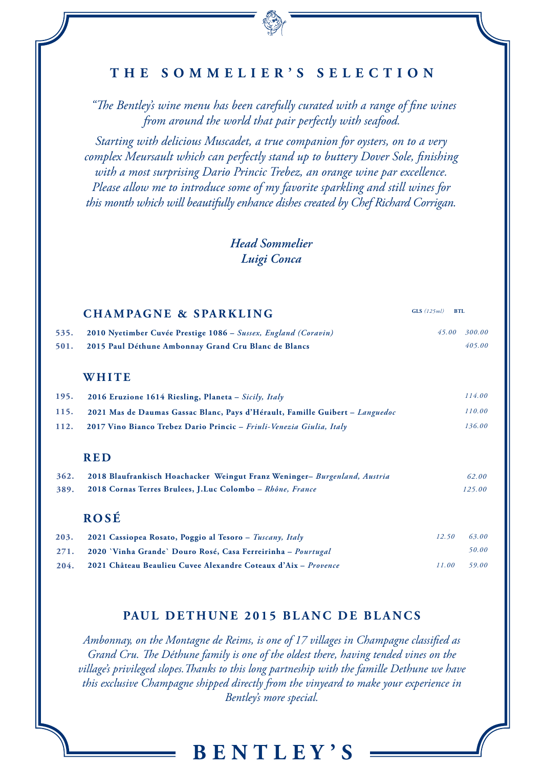# THE SOMMELIER'S SELECTION

*"The Bentley's wine menu has been carefully curated with a range of fine wines from around the world that pair perfectly with seafood.*

*Starting with delicious Muscadet, a true companion for oysters, on to a very complex Meursault which can perfectly stand up to buttery Dover Sole, finishing with a most surprising Dario Princic Trebez, an orange wine par excellence. Please allow me to introduce some of my favorite sparkling and still wines for this month which will beautifully enhance dishes created by Chef Richard Corrigan.*

***Head Sommelier***
***Luigi Conca***

## CHAMPAGNE & SPARKLING

| No. | Wine | GLS *(125ml)* | BTL |
|---|---|---|---|
| 535. | **2010 Nyetimber Cuvée Prestige 1086** – *Sussex, England (Coravin)* | *45.00* | *300.00* |
| 501. | **2015 Paul Déthune Ambonnay Grand Cru Blanc de Blancs** | | *405.00* |

## WHITE

| No. | Wine | GLS | BTL |
|---|---|---|---|
| 195. | **2016 Eruzione 1614 Riesling, Planeta** – *Sicily, Italy* | | *114.00* |
| 115. | **2021 Mas de Daumas Gassac Blanc, Pays d'Hérault, Famille Guibert** – *Languedoc* | | *110.00* |
| 112. | **2017 Vino Bianco Trebez Dario Princic** – *Friuli-Venezia Giulia, Italy* | | *136.00* |

## RED

| No. | Wine | GLS | BTL |
|---|---|---|---|
| 362. | **2018 Blaufrankisch Hoachacker Weingut Franz Weninger**– *Burgenland, Austria* | | *62.00* |
| 389. | **2018 Cornas Terres Brulees, J.Luc Colombo** – *Rhône, France* | | *125.00* |

## ROSÉ

| No. | Wine | GLS | BTL |
|---|---|---|---|
| 203. | **2021 Cassiopea Rosato, Poggio al Tesoro** – *Tuscany, Italy* | *12.50* | *63.00* |
| 271. | **2020 `Vinha Grande` Douro Rosé, Casa Ferreirinha** – *Pourtugal* | | *50.00* |
| 204. | **2021 Château Beaulieu Cuvee Alexandre Coteaux d'Aix** – *Provence* | *11.00* | *59.00* |

## PAUL DETHUNE 2015 BLANC DE BLANCS

*Ambonnay, on the Montagne de Reims, is one of 17 villages in Champagne classified as Grand Cru. The Déthune family is one of the oldest there, having tended vines on the village's privileged slopes. Thanks to this long partneship with the famille Dethune we have this exclusive Champagne shipped directly from the vinyeard to make your experience in Bentley's more special.*

**BENTLEY'S**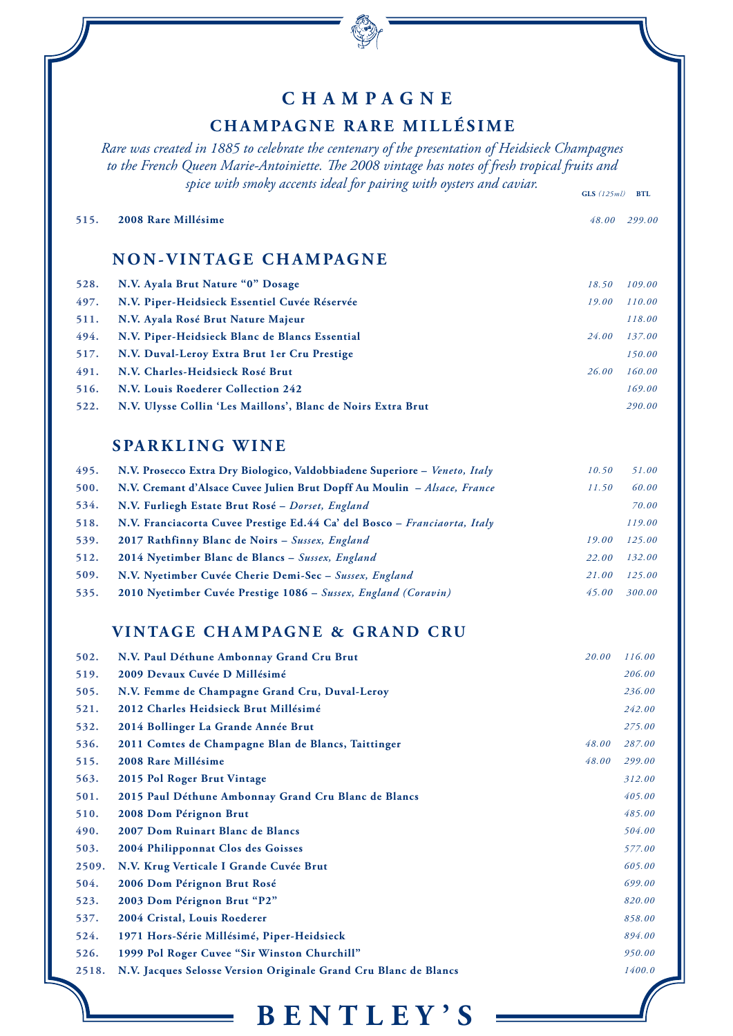# CHAMPAGNE

## CHAMPAGNE RARE MILLÉSIME

*Rare was created in 1885 to celebrate the centenary of the presentation of Heidsieck Champagnes to the French Queen Marie-Antoiniette. The 2008 vintage has notes of fresh tropical fruits and spice with smoky accents ideal for pairing with oysters and caviar.*

| | | GLS *(125ml)* | BTL |
|---|---|---|---|
| 515. | **2008 Rare Millésime** | *48.00* | *299.00* |

## NON-VINTAGE CHAMPAGNE

| | | GLS | BTL |
|---|---|---|---|
| 528. | **N.V. Ayala Brut Nature "0" Dosage** | *18.50* | *109.00* |
| 497. | **N.V. Piper-Heidsieck Essentiel Cuvée Réservée** | *19.00* | *110.00* |
| 511. | **N.V. Ayala Rosé Brut Nature Majeur** | | *118.00* |
| 494. | **N.V. Piper-Heidsieck Blanc de Blancs Essential** | *24.00* | *137.00* |
| 517. | **N.V. Duval-Leroy Extra Brut 1er Cru Prestige** | | *150.00* |
| 491. | **N.V. Charles-Heidsieck Rosé Brut** | *26.00* | *160.00* |
| 516. | **N.V. Louis Roederer Collection 242** | | *169.00* |
| 522. | **N.V. Ulysse Collin 'Les Maillons', Blanc de Noirs Extra Brut** | | *290.00* |

## SPARKLING WINE

| | | GLS | BTL |
|---|---|---|---|
| 495. | **N.V. Prosecco Extra Dry Biologico, Valdobbiadene Superiore** – *Veneto, Italy* | *10.50* | *51.00* |
| 500. | **N.V. Cremant d'Alsace Cuvee Julien Brut Dopff Au Moulin** – *Alsace, France* | *11.50* | *60.00* |
| 534. | **N.V. Furliegh Estate Brut Rosé** – *Dorset, England* | | *70.00* |
| 518. | **N.V. Franciacorta Cuvee Prestige Ed.44 Ca' del Bosco** – *Franciaorta, Italy* | | *119.00* |
| 539. | **2017 Rathfinny Blanc de Noirs** – *Sussex, England* | *19.00* | *125.00* |
| 512. | **2014 Nyetimber Blanc de Blancs** – *Sussex, England* | *22.00* | *132.00* |
| 509. | **N.V. Nyetimber Cuvée Cherie Demi-Sec** – *Sussex, England* | *21.00* | *125.00* |
| 535. | **2010 Nyetimber Cuvée Prestige 1086** – *Sussex, England (Coravin)* | *45.00* | *300.00* |

## VINTAGE CHAMPAGNE & GRAND CRU

| | | GLS | BTL |
|---|---|---|---|
| 502. | **N.V. Paul Déthune Ambonnay Grand Cru Brut** | *20.00* | *116.00* |
| 519. | **2009 Devaux Cuvée D Millésimé** | | *206.00* |
| 505. | **N.V. Femme de Champagne Grand Cru, Duval-Leroy** | | *236.00* |
| 521. | **2012 Charles Heidsieck Brut Millésimé** | | *242.00* |
| 532. | **2014 Bollinger La Grande Année Brut** | | *275.00* |
| 536. | **2011 Comtes de Champagne Blan de Blancs, Taittinger** | *48.00* | *287.00* |
| 515. | **2008 Rare Millésime** | *48.00* | *299.00* |
| 563. | **2015 Pol Roger Brut Vintage** | | *312.00* |
| 501. | **2015 Paul Déthune Ambonnay Grand Cru Blanc de Blancs** | | *405.00* |
| 510. | **2008 Dom Pérignon Brut** | | *485.00* |
| 490. | **2007 Dom Ruinart Blanc de Blancs** | | *504.00* |
| 503. | **2004 Philipponnat Clos des Goisses** | | *577.00* |
| 2509. | **N.V. Krug Verticale I Grande Cuvée Brut** | | *605.00* |
| 504. | **2006 Dom Pérignon Brut Rosé** | | *699.00* |
| 523. | **2003 Dom Pérignon Brut "P2"** | | *820.00* |
| 537. | **2004 Cristal, Louis Roederer** | | *858.00* |
| 524. | **1971 Hors-Série Millésimé, Piper-Heidsieck** | | *894.00* |
| 526. | **1999 Pol Roger Cuvee "Sir Winston Churchill"** | | *950.00* |
| 2518. | **N.V. Jacques Selosse Version Originale Grand Cru Blanc de Blancs** | | *1400.0* |

**BENTLEY'S**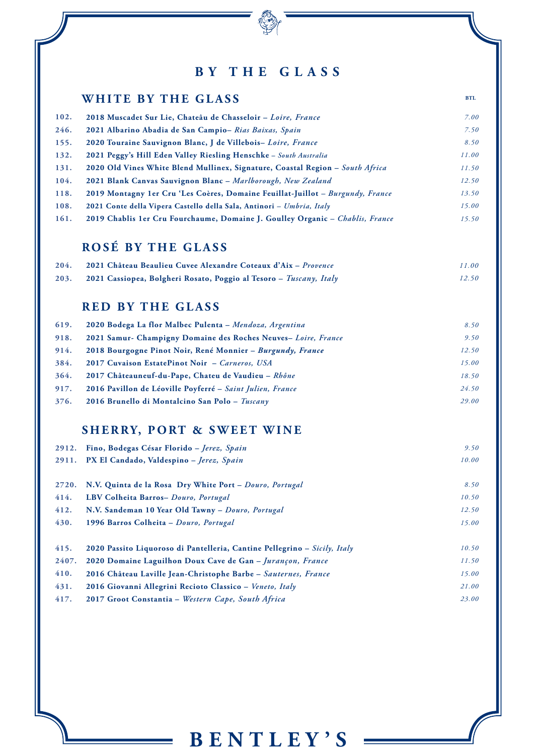# BY THE GLASS

## WHITE BY THE GLASS

| | | BTL |
|---|---|---|
| 102. | **2018 Muscadet Sur Lie, Chateâu de Chasseloir –** *Loire, France* | *7.00* |
| 246. | **2021 Albarino Abadia de San Campio–** *Rias Baixas, Spain* | *7.50* |
| 155. | **2020 Touraine Sauvignon Blanc, J de Villebois–** *Loire, France* | *8.50* |
| 132. | **2021 Peggy's Hill Eden Valley Riesling Henschke –** *South Australia* | *11.00* |
| 131. | **2020 Old Vines White Blend Mullinex, Signature, Coastal Region –** *South Africa* | *11.50* |
| 104. | **2021 Blank Canvas Sauvignon Blanc –** *Marlborough, New Zealand* | *12.50* |
| 118. | **2019 Montagny 1er Cru 'Les Coères, Domaine Feuillat-Juillot –** *Burgundy, France* | *13.50* |
| 108. | **2021 Conte della Vipera Castello della Sala, Antinori –** *Umbria, Italy* | *15.00* |
| 161. | **2019 Chablis 1er Cru Fourchaume, Domaine J. Goulley Organic –** *Chablis, France* | *15.50* |

## ROSÉ BY THE GLASS

| | | |
|---|---|---|
| 204. | **2021 Château Beaulieu Cuvee Alexandre Coteaux d'Aix –** *Provence* | *11.00* |
| 203. | **2021 Cassiopea, Bolgheri Rosato, Poggio al Tesoro –** *Tuscany, Italy* | *12.50* |

## RED BY THE GLASS

| | | |
|---|---|---|
| 619. | **2020 Bodega La flor Malbec Pulenta –** *Mendoza, Argentina* | *8.50* |
| 918. | **2021 Samur- Champigny Domaine des Roches Neuves–** *Loire, France* | *9.50* |
| 914. | **2018 Bourgogne Pinot Noir, René Monnier –** ***Burgundy, France*** | *12.50* |
| 384. | **2017 Cuvaison EstatePinot Noir –** *Carneros, USA* | *15.00* |
| 364. | **2017 Châteauneuf-du-Pape, Chateu de Vaudieu –** *Rhône* | *18.50* |
| 917. | **2016 Pavillon de Léoville Poyferré –** *Saint Julien, France* | *24.50* |
| 376. | **2016 Brunello di Montalcino San Polo –** *Tuscany* | *29.00* |

## SHERRY, PORT & SWEET WINE

| | | |
|---|---|---|
| 2912. | **Fino, Bodegas César Florido –** *Jerez, Spain* | *9.50* |
| 2911. | **PX El Candado, Valdespino –** *Jerez, Spain* | *10.00* |
| 2720. | **N.V. Quinta de la Rosa Dry White Port –** *Douro, Portugal* | *8.50* |
| 414. | **LBV Colheita Barros–** *Douro, Portugal* | *10.50* |
| 412. | **N.V. Sandeman 10 Year Old Tawny –** *Douro, Portugal* | *12.50* |
| 430. | **1996 Barros Colheita –** *Douro, Portugal* | *15.00* |
| 415. | **2020 Passito Liquoroso di Pantelleria, Cantine Pellegrino –** *Sicily, Italy* | *10.50* |
| 2407. | **2020 Domaine Laguilhon Doux Cave de Gan –** *Jurançon, France* | *11.50* |
| 410. | **2016 Château Laville Jean-Christophe Barbe –** *Sauternes, France* | *15.00* |
| 431. | **2016 Giovanni Allegrini Recioto Classico –** *Veneto, Italy* | *21.00* |
| 417. | **2017 Groot Constantia –** *Western Cape, South Africa* | *23.00* |

BENTLEY'S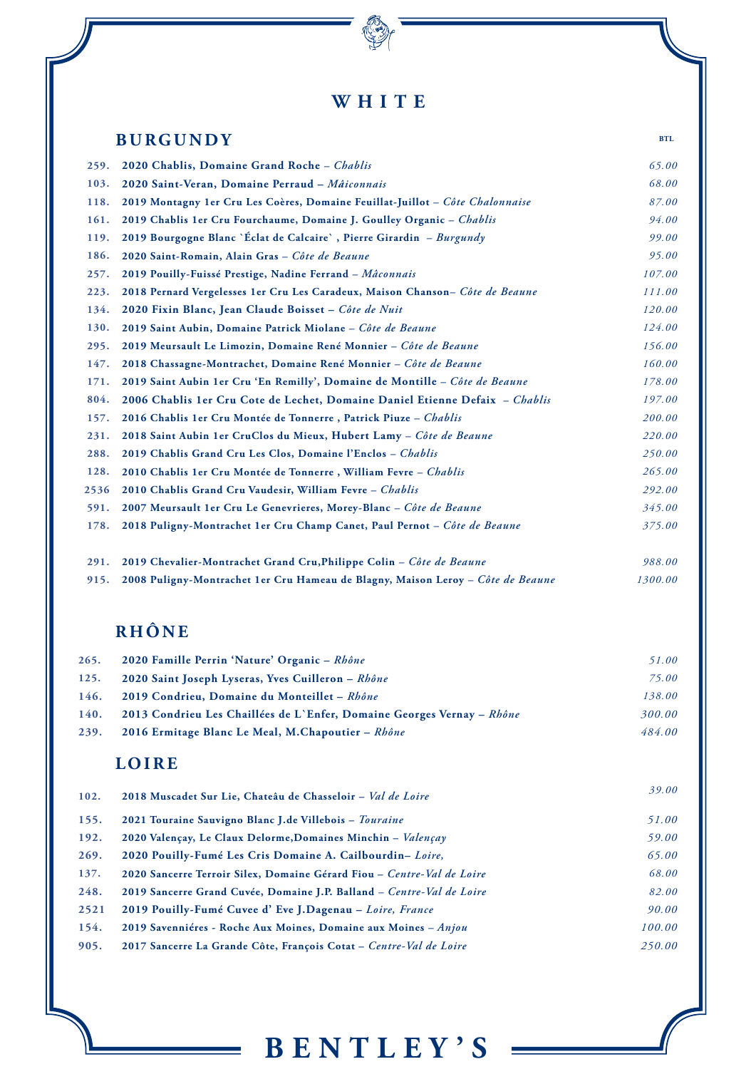# WHITE

## BURGUNDY

| | | BTL |
|---|---|---|
| 259. | **2020 Chablis, Domaine Grand Roche** – *Chablis* | *65.00* |
| 103. | **2020 Saint-Veran, Domaine Perraud** – *Mâiconnais* | *68.00* |
| 118. | **2019 Montagny 1er Cru Les Coères, Domaine Feuillat-Juillot** – *Côte Chalonnaise* | *87.00* |
| 161. | **2019 Chablis 1er Cru Fourchaume, Domaine J. Goulley Organic** – *Chablis* | *94.00* |
| 119. | **2019 Bourgogne Blanc `Éclat de Calcaire` , Pierre Girardin** – *Burgundy* | *99.00* |
| 186. | **2020 Saint-Romain, Alain Gras** – *Côte de Beaune* | *95.00* |
| 257. | **2019 Pouilly-Fuissé Prestige, Nadine Ferrand** – *Mâconnais* | *107.00* |
| 223. | **2018 Pernard Vergelesses 1er Cru Les Caradeux, Maison Chanson**– *Côte de Beaune* | *111.00* |
| 134. | **2020 Fixin Blanc, Jean Claude Boisset** – *Côte de Nuit* | *120.00* |
| 130. | **2019 Saint Aubin, Domaine Patrick Miolane** – *Côte de Beaune* | *124.00* |
| 295. | **2019 Meursault Le Limozin, Domaine René Monnier** – *Côte de Beaune* | *156.00* |
| 147. | **2018 Chassagne-Montrachet, Domaine René Monnier** – *Côte de Beaune* | *160.00* |
| 171. | **2019 Saint Aubin 1er Cru 'En Remilly', Domaine de Montille** – *Côte de Beaune* | *178.00* |
| 804. | **2006 Chablis 1er Cru Cote de Lechet, Domaine Daniel Etienne Defaix** – *Chablis* | *197.00* |
| 157. | **2016 Chablis 1er Cru Montée de Tonnerre , Patrick Piuze** – *Chablis* | *200.00* |
| 231. | **2018 Saint Aubin 1er CruClos du Mieux, Hubert Lamy** – *Côte de Beaune* | *220.00* |
| 288. | **2019 Chablis Grand Cru Les Clos, Domaine l'Enclos** – *Chablis* | *250.00* |
| 128. | **2010 Chablis 1er Cru Montée de Tonnerre , William Fevre** – *Chablis* | *265.00* |
| 2536 | **2010 Chablis Grand Cru Vaudesir, William Fevre** – *Chablis* | *292.00* |
| 591. | **2007 Meursault 1er Cru Le Genevrieres, Morey-Blanc** – *Côte de Beaune* | *345.00* |
| 178. | **2018 Puligny-Montrachet 1er Cru Champ Canet, Paul Pernot** – *Côte de Beaune* | *375.00* |
| 291. | **2019 Chevalier-Montrachet Grand Cru,Philippe Colin** – *Côte de Beaune* | *988.00* |
| 915. | **2008 Puligny-Montrachet 1er Cru Hameau de Blagny, Maison Leroy** – *Côte de Beaune* | *1300.00* |

## RHÔNE

| | | |
|---|---|---|
| 265. | **2020 Famille Perrin 'Nature' Organic** – *Rhône* | *51.00* |
| 125. | **2020 Saint Joseph Lyseras, Yves Cuilleron** – *Rhône* | *75.00* |
| 146. | **2019 Condrieu, Domaine du Monteillet** – *Rhône* | *138.00* |
| 140. | **2013 Condrieu Les Chaillées de L`Enfer, Domaine Georges Vernay** – *Rhône* | *300.00* |
| 239. | **2016 Ermitage Blanc Le Meal, M.Chapoutier** – *Rhône* | *484.00* |

## LOIRE

| | | |
|---|---|---|
| 102. | **2018 Muscadet Sur Lie, Chateâu de Chasseloir** – *Val de Loire* | *39.00* |
| 155. | **2021 Touraine Sauvigno Blanc J.de Villebois** – *Touraine* | *51.00* |
| 192. | **2020 Valençay, Le Claux Delorme,Domaines Minchin** – *Valençay* | *59.00* |
| 269. | **2020 Pouilly-Fumé Les Cris Domaine A. Cailbourdin**– *Loire,* | *65.00* |
| 137. | **2020 Sancerre Terroir Silex, Domaine Gérard Fiou** – *Centre-Val de Loire* | *68.00* |
| 248. | **2019 Sancerre Grand Cuvée, Domaine J.P. Balland** – *Centre-Val de Loire* | *82.00* |
| 2521 | **2019 Pouilly-Fumé Cuvee d' Eve J.Dagenau** – *Loire, France* | *90.00* |
| 154. | **2019 Savenniéres - Roche Aux Moines, Domaine aux Moines** – *Anjou* | *100.00* |
| 905. | **2017 Sancerre La Grande Côte, François Cotat** – *Centre-Val de Loire* | *250.00* |

# BENTLEY'S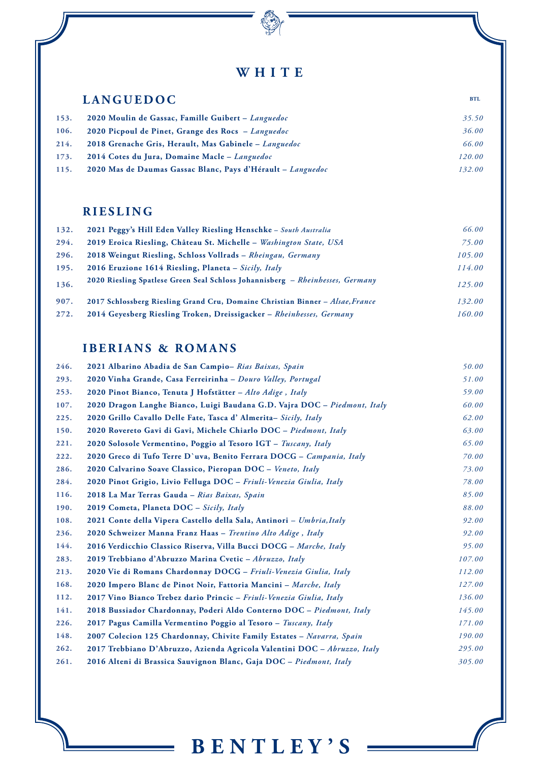# WHITE

## LANGUEDOC

| | | BTL |
|---|---|---|
| 153. | **2020 Moulin de Gassac, Famille Guibert** – *Languedoc* | *35.50* |
| 106. | **2020 Picpoul de Pinet, Grange des Rocs** – *Languedoc* | *36.00* |
| 214. | **2018 Grenache Gris, Herault, Mas Gabinele** – *Languedoc* | *66.00* |
| 173. | **2014 Cotes du Jura, Domaine Macle** – *Languedoc* | *120.00* |
| 115. | **2020 Mas de Daumas Gassac Blanc, Pays d'Hérault** – *Languedoc* | *132.00* |

## RIESLING

| | | |
|---|---|---|
| 132. | **2021 Peggy's Hill Eden Valley Riesling Henschke** – *South Australia* | *66.00* |
| 294. | **2019 Eroica Riesling, Château St. Michelle** – *Washington State, USA* | *75.00* |
| 296. | **2018 Weingut Riesling, Schloss Vollrads** – *Rheingau, Germany* | *105.00* |
| 195. | **2016 Eruzione 1614 Riesling, Planeta** – *Sicily, Italy* | *114.00* |
| 136. | **2020 Riesling Spatlese Green Seal Schloss Johannisberg** – *Rheinhesses, Germany* | *125.00* |
| 907. | **2017 Schlossberg Riesling Grand Cru, Domaine Christian Binner** – *Alsae, France* | *132.00* |
| 272. | **2014 Geyesberg Riesling Troken, Dreissigacker** – *Rheinhesses, Germany* | *160.00* |

## IBERIANS & ROMANS

| | | |
|---|---|---|
| 246. | **2021 Albarino Abadia de San Campio**– *Rias Baixas, Spain* | *50.00* |
| 293. | **2020 Vinha Grande, Casa Ferreirinha** – *Douro Valley, Portugal* | *51.00* |
| 253. | **2020 Pinot Bianco, Tenuta J Hofstätter** – *Alto Adige , Italy* | *59.00* |
| 107. | **2020 Dragon Langhe Bianco, Luigi Baudana G.D. Vajra DOC** – *Piedmont, Italy* | *60.00* |
| 225. | **2020 Grillo Cavallo Delle Fate, Tasca d' Almerita**– *Sicily, Italy* | *62.00* |
| 150. | **2020 Rovereto Gavi di Gavi, Michele Chiarlo DOC** – *Piedmont, Italy* | *63.00* |
| 221. | **2020 Solosole Vermentino, Poggio al Tesoro IGT** – *Tuscany, Italy* | *65.00* |
| 222. | **2020 Greco di Tufo Terre D`uva, Benito Ferrara DOCG** – *Campania, Italy* | *70.00* |
| 286. | **2020 Calvarino Soave Classico, Pieropan DOC** – *Veneto, Italy* | *73.00* |
| 284. | **2020 Pinot Grigio, Livio Felluga DOC** – *Friuli-Venezia Giulia, Italy* | *78.00* |
| 116. | **2018 La Mar Terras Gauda** – *Rias Baixas, Spain* | *85.00* |
| 190. | **2019 Cometa, Planeta DOC** – *Sicily, Italy* | *88.00* |
| 108. | **2021 Conte della Vipera Castello della Sala, Antinori** – *Umbria,Italy* | *92.00* |
| 236. | **2020 Schweizer Manna Franz Haas** – *Trentino Alto Adige , Italy* | *92.00* |
| 144. | **2016 Verdicchio Classico Riserva, Villa Bucci DOCG** – *Marche, Italy* | *95.00* |
| 283. | **2019 Trebbiano d'Abruzzo Marina Cvetic** – *Abruzzo, Italy* | *107.00* |
| 213. | **2020 Vie di Romans Chardonnay DOCG** – *Friuli-Venezia Giulia, Italy* | *112.00* |
| 168. | **2020 Impero Blanc de Pinot Noir, Fattoria Mancini** – *Marche, Italy* | *127.00* |
| 112. | **2017 Vino Bianco Trebez dario Princic** – *Friuli-Venezia Giulia, Italy* | *136.00* |
| 141. | **2018 Bussiador Chardonnay, Poderi Aldo Conterno DOC** – *Piedmont, Italy* | *145.00* |
| 226. | **2017 Pagus Camilla Vermentino Poggio al Tesoro** – *Tuscany, Italy* | *171.00* |
| 148. | **2007 Colecion 125 Chardonnay, Chivite Family Estates** – *Navarra, Spain* | *190.00* |
| 262. | **2017 Trebbiano D'Abruzzo, Azienda Agricola Valentini DOC** – *Abruzzo, Italy* | *295.00* |
| 261. | **2016 Alteni di Brassica Sauvignon Blanc, Gaja DOC** – *Piedmont, Italy* | *305.00* |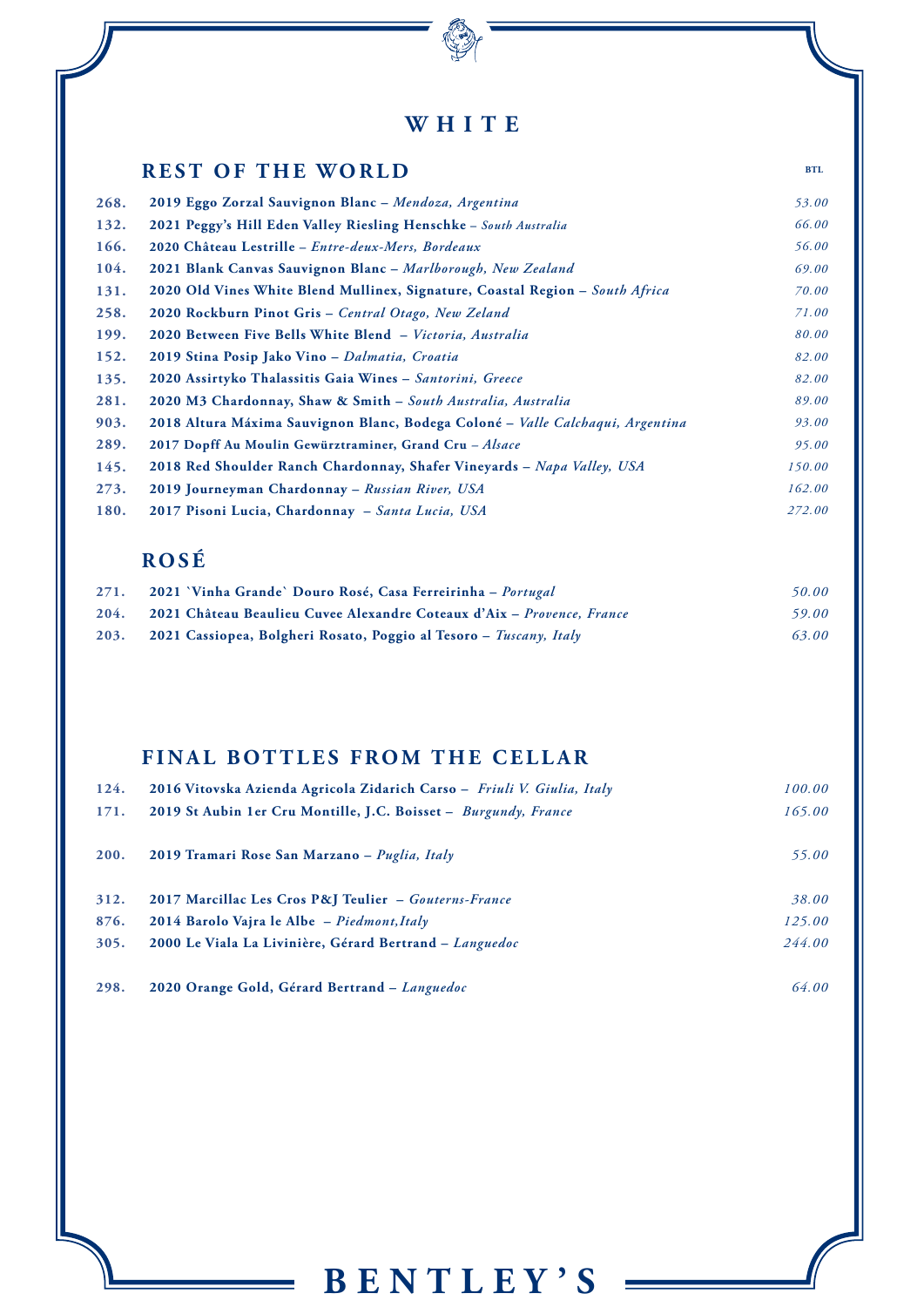# WHITE

## REST OF THE WORLD

| | | BTL |
|---|---|---|
| 268. | **2019 Eggo Zorzal Sauvignon Blanc** – *Mendoza, Argentina* | *53.00* |
| 132. | **2021 Peggy's Hill Eden Valley Riesling Henschke** – *South Australia* | *66.00* |
| 166. | **2020 Château Lestrille** – *Entre-deux-Mers, Bordeaux* | *56.00* |
| 104. | **2021 Blank Canvas Sauvignon Blanc** – *Marlborough, New Zealand* | *69.00* |
| 131. | **2020 Old Vines White Blend Mullinex, Signature, Coastal Region** – *South Africa* | *70.00* |
| 258. | **2020 Rockburn Pinot Gris** – *Central Otago, New Zeland* | *71.00* |
| 199. | **2020 Between Five Bells White Blend** – *Victoria, Australia* | *80.00* |
| 152. | **2019 Stina Posip Jako Vino** – *Dalmatia, Croatia* | *82.00* |
| 135. | **2020 Assirtyko Thalassitis Gaia Wines** – *Santorini, Greece* | *82.00* |
| 281. | **2020 M3 Chardonnay, Shaw & Smith** – *South Australia, Australia* | *89.00* |
| 903. | **2018 Altura Máxima Sauvignon Blanc, Bodega Coloné** – *Valle Calchaqui, Argentina* | *93.00* |
| 289. | **2017 Dopff Au Moulin Gewürztraminer, Grand Cru** – *Alsace* | *95.00* |
| 145. | **2018 Red Shoulder Ranch Chardonnay, Shafer Vineyards** – *Napa Valley, USA* | *150.00* |
| 273. | **2019 Journeyman Chardonnay** – *Russian River, USA* | *162.00* |
| 180. | **2017 Pisoni Lucia, Chardonnay** – *Santa Lucia, USA* | *272.00* |

## ROSÉ

| | | |
|---|---|---|
| 271. | **2021 `Vinha Grande` Douro Rosé, Casa Ferreirinha** – *Portugal* | *50.00* |
| 204. | **2021 Château Beaulieu Cuvee Alexandre Coteaux d'Aix** – *Provence, France* | *59.00* |
| 203. | **2021 Cassiopea, Bolgheri Rosato, Poggio al Tesoro** – *Tuscany, Italy* | *63.00* |

## FINAL BOTTLES FROM THE CELLAR

| | | |
|---|---|---|
| 124. | **2016 Vitovska Azienda Agricola Zidarich Carso** – *Friuli V. Giulia, Italy* | *100.00* |
| 171. | **2019 St Aubin 1er Cru Montille, J.C. Boisset** – *Burgundy, France* | *165.00* |
| 200. | **2019 Tramari Rose San Marzano** – *Puglia, Italy* | *55.00* |
| 312. | **2017 Marcillac Les Cros P&J Teulier** – *Gouterns-France* | *38.00* |
| 876. | **2014 Barolo Vajra le Albe** – *Piedmont,Italy* | *125.00* |
| 305. | **2000 Le Viala La Livinière, Gérard Bertrand** – *Languedoc* | *244.00* |
| 298. | **2020 Orange Gold, Gérard Bertrand** – *Languedoc* | *64.00* |

# BENTLEY'S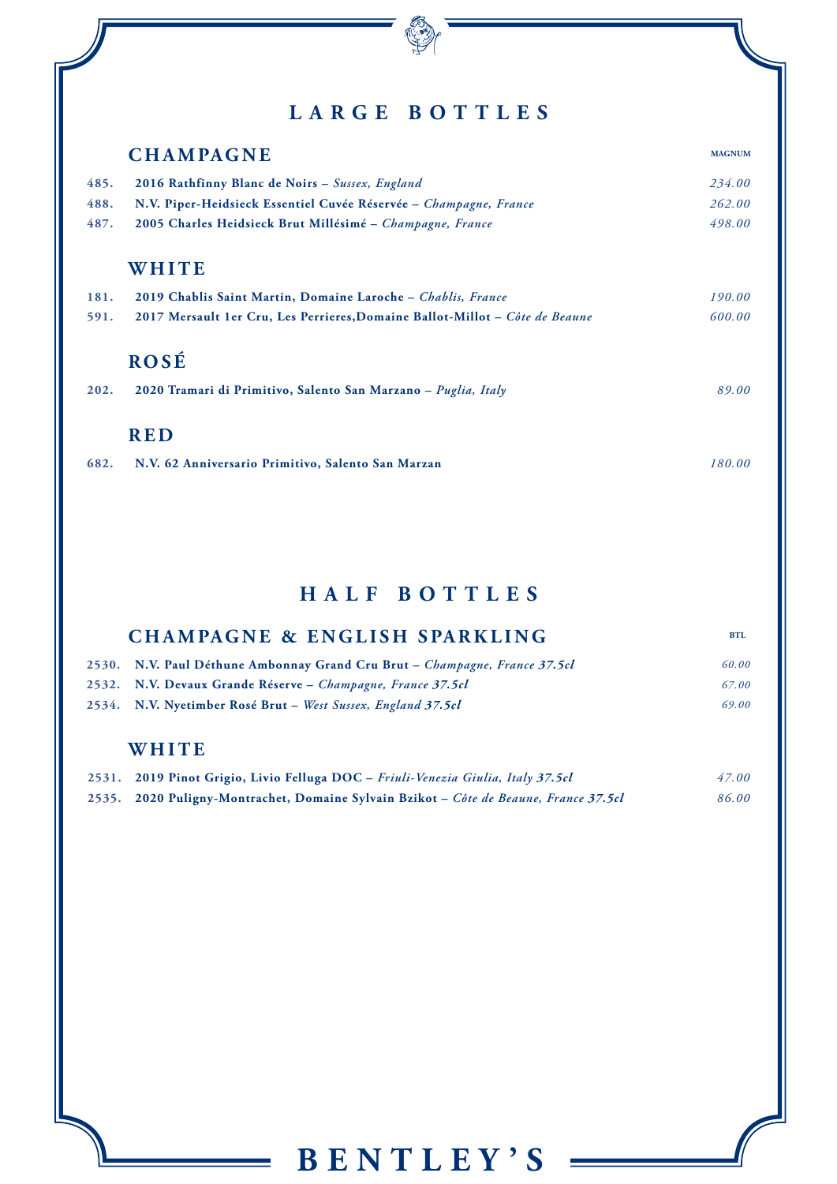# LARGE BOTTLES

## CHAMPAGNE

| | | MAGNUM |
|---|---|---|
| 485. | **2016 Rathfinny Blanc de Noirs** – *Sussex, England* | *234.00* |
| 488. | **N.V. Piper-Heidsieck Essentiel Cuvée Réservée** – *Champagne, France* | *262.00* |
| 487. | **2005 Charles Heidsieck Brut Millésimé** – *Champagne, France* | *498.00* |

## WHITE

| | | |
|---|---|---|
| 181. | **2019 Chablis Saint Martin, Domaine Laroche** – *Chablis, France* | *190.00* |
| 591. | **2017 Mersault 1er Cru, Les Perrieres,Domaine Ballot-Millot** – *Côte de Beaune* | *600.00* |

## ROSÉ

| | | |
|---|---|---|
| 202. | **2020 Tramari di Primitivo, Salento San Marzano** – *Puglia, Italy* | *89.00* |

## RED

| | | |
|---|---|---|
| 682. | **N.V. 62 Anniversario Primitivo, Salento San Marzan** | *180.00* |

# HALF BOTTLES

## CHAMPAGNE & ENGLISH SPARKLING

| | | BTL |
|---|---|---|
| 2530. | **N.V. Paul Déthune Ambonnay Grand Cru Brut** – *Champagne, France* ***37.5cl*** | *60.00* |
| 2532. | **N.V. Devaux Grande Réserve** – *Champagne, France* ***37.5cl*** | *67.00* |
| 2534. | **N.V. Nyetimber Rosé Brut** – *West Sussex, England* ***37.5cl*** | *69.00* |

## WHITE

| | | |
|---|---|---|
| 2531. | **2019 Pinot Grigio, Livio Felluga DOC** – *Friuli-Venezia Giulia, Italy* ***37.5cl*** | *47.00* |
| 2535. | **2020 Puligny-Montrachet, Domaine Sylvain Bzikot** – *Côte de Beaune, France* ***37.5cl*** | *86.00* |

BENTLEY'S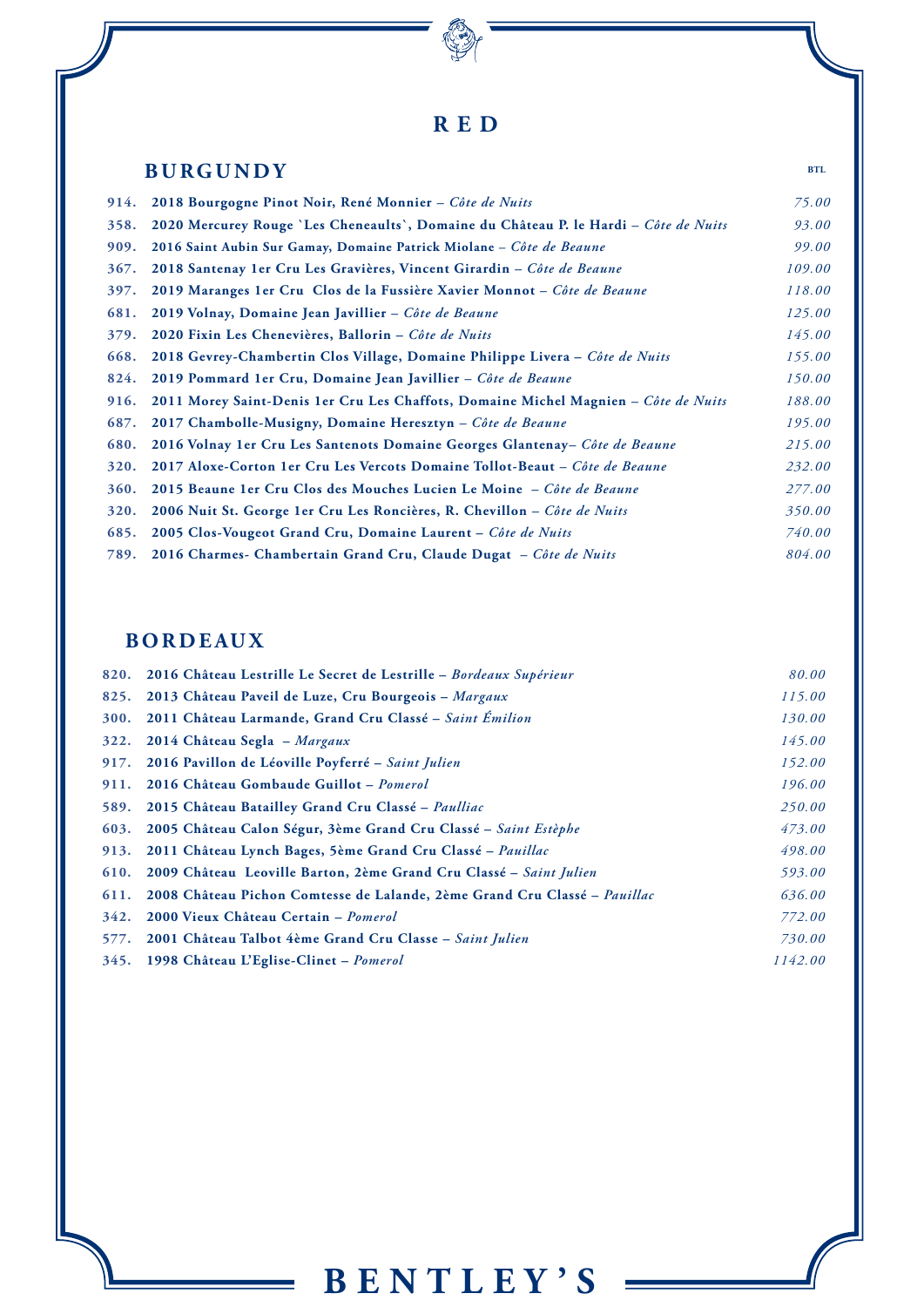# RED

## BURGUNDY

| | | BTL |
|---|---|---|
| 914. | **2018 Bourgogne Pinot Noir, René Monnier** – *Côte de Nuits* | *75.00* |
| 358. | **2020 Mercurey Rouge `Les Cheneaults`, Domaine du Château P. le Hardi** – *Côte de Nuits* | *93.00* |
| 909. | **2016 Saint Aubin Sur Gamay, Domaine Patrick Miolane** – *Côte de Beaune* | *99.00* |
| 367. | **2018 Santenay 1er Cru Les Gravières, Vincent Girardin** – *Côte de Beaune* | *109.00* |
| 397. | **2019 Maranges 1er Cru Clos de la Fussière Xavier Monnot** – *Côte de Beaune* | *118.00* |
| 681. | **2019 Volnay, Domaine Jean Javillier** – *Côte de Beaune* | *125.00* |
| 379. | **2020 Fixin Les Chenevières, Ballorin** – *Côte de Nuits* | *145.00* |
| 668. | **2018 Gevrey-Chambertin Clos Village, Domaine Philippe Livera** – *Côte de Nuits* | *155.00* |
| 824. | **2019 Pommard 1er Cru, Domaine Jean Javillier** – *Côte de Beaune* | *150.00* |
| 916. | **2011 Morey Saint-Denis 1er Cru Les Chaffots, Domaine Michel Magnien** – *Côte de Nuits* | *188.00* |
| 687. | **2017 Chambolle-Musigny, Domaine Heresztyn** – *Côte de Beaune* | *195.00* |
| 680. | **2016 Volnay 1er Cru Les Santenots Domaine Georges Glantenay**– *Côte de Beaune* | *215.00* |
| 320. | **2017 Aloxe-Corton 1er Cru Les Vercots Domaine Tollot-Beaut** – *Côte de Beaune* | *232.00* |
| 360. | **2015 Beaune 1er Cru Clos des Mouches Lucien Le Moine** – *Côte de Beaune* | *277.00* |
| 320. | **2006 Nuit St. George 1er Cru Les Roncières, R. Chevillon** – *Côte de Nuits* | *350.00* |
| 685. | **2005 Clos-Vougeot Grand Cru, Domaine Laurent** – *Côte de Nuits* | *740.00* |
| 789. | **2016 Charmes- Chambertain Grand Cru, Claude Dugat** – *Côte de Nuits* | *804.00* |

## BORDEAUX

| | | |
|---|---|---|
| 820. | **2016 Château Lestrille Le Secret de Lestrille** – *Bordeaux Supérieur* | *80.00* |
| 825. | **2013 Château Paveil de Luze, Cru Bourgeois** – *Margaux* | *115.00* |
| 300. | **2011 Château Larmande, Grand Cru Classé** – *Saint Émilion* | *130.00* |
| 322. | **2014 Château Segla** – *Margaux* | *145.00* |
| 917. | **2016 Pavillon de Léoville Poyferré** – *Saint Julien* | *152.00* |
| 911. | **2016 Château Gombaude Guillot** – *Pomerol* | *196.00* |
| 589. | **2015 Château Batailley Grand Cru Classé** – *Paulliac* | *250.00* |
| 603. | **2005 Château Calon Ségur, 3ème Grand Cru Classé** – *Saint Estèphe* | *473.00* |
| 913. | **2011 Château Lynch Bages, 5ème Grand Cru Classé** – *Pauillac* | *498.00* |
| 610. | **2009 Château Leoville Barton, 2ème Grand Cru Classé** – *Saint Julien* | *593.00* |
| 611. | **2008 Château Pichon Comtesse de Lalande, 2ème Grand Cru Classé** – *Pauillac* | *636.00* |
| 342. | **2000 Vieux Château Certain** – *Pomerol* | *772.00* |
| 577. | **2001 Château Talbot 4ème Grand Cru Classe** – *Saint Julien* | *730.00* |
| 345. | **1998 Château L'Eglise-Clinet** – *Pomerol* | *1142.00* |

BENTLEY'S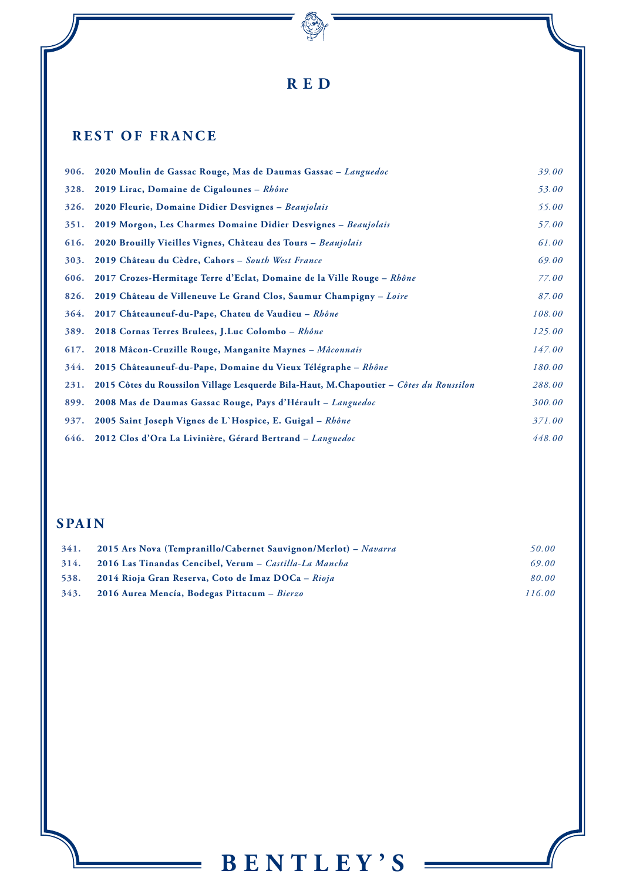# RED

## REST OF FRANCE

| | | |
|---|---|---|
| 906. | **2020 Moulin de Gassac Rouge, Mas de Daumas Gassac** – *Languedoc* | *39.00* |
| 328. | **2019 Lirac, Domaine de Cigaloun­es** – *Rhône* | *53.00* |
| 326. | **2020 Fleurie, Domaine Didier Desvignes** – *Beaujolais* | *55.00* |
| 351. | **2019 Morgon, Les Charmes Domaine Didier Desvignes** – *Beaujolais* | *57.00* |
| 616. | **2020 Brouilly Vieilles Vignes, Château des Tours** – *Beaujolais* | *61.00* |
| 303. | **2019 Château du Cèdre, Cahors** – *South West France* | *69.00* |
| 606. | **2017 Crozes-Hermitage Terre d'Eclat, Domaine de la Ville Rouge** – *Rhône* | *77.00* |
| 826. | **2019 Château de Villeneuve Le Grand Clos, Saumur Champigny** – *Loire* | *87.00* |
| 364. | **2017 Châteauneuf-du-Pape, Chateu de Vaudieu** – *Rhône* | *108.00* |
| 389. | **2018 Cornas Terres Brulees, J.Luc Colombo** – *Rhône* | *125.00* |
| 617. | **2018 Mâcon-Cruzille Rouge, Manganite Maynes** – *Mâconnais* | *147.00* |
| 344. | **2015 Châteauneuf-du-Pape, Domaine du Vieux Télégraphe** – *Rhône* | *180.00* |
| 231. | **2015 Côtes du Roussilon Village Lesquerde Bila-Haut, M.Chapoutier** – *Côtes du Roussilon* | *288.00* |
| 899. | **2008 Mas de Daumas Gassac Rouge, Pays d'Hérault** – *Languedoc* | *300.00* |
| 937. | **2005 Saint Joseph Vignes de L`Hospice, E. Guigal** – *Rhône* | *371.00* |
| 646. | **2012 Clos d'Ora La Livinière, Gérard Bertrand** – *Languedoc* | *448.00* |

## SPAIN

| | | |
|---|---|---|
| 341. | **2015 Ars Nova (Tempranillo/Cabernet Sauvignon/Merlot)** – *Navarra* | *50.00* |
| 314. | **2016 Las Tinandas Cencibel, Verum** – *Castilla-La Mancha* | *69.00* |
| 538. | **2014 Rioja Gran Reserva, Coto de Imaz DOCa** – *Rioja* | *80.00* |
| 343. | **2016 Aurea Mencía, Bodegas Pittacum** – *Bierzo* | *116.00* |

BENTLEY'S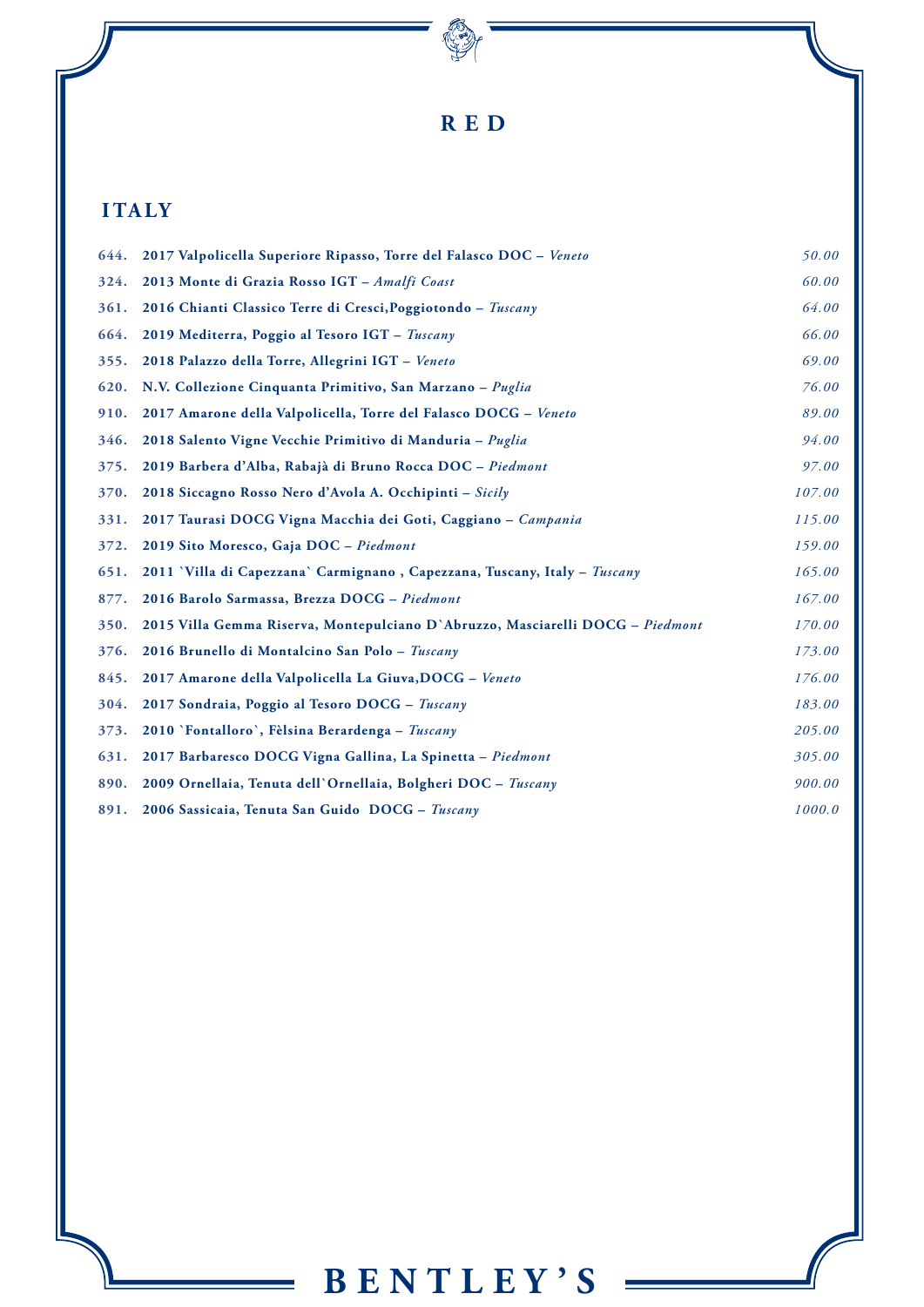# RED

## ITALY

| | | |
|---|---|---|
| 644. | **2017 Valpolicella Superiore Ripasso, Torre del Falasco DOC** – *Veneto* | *50.00* |
| 324. | **2013 Monte di Grazia Rosso IGT** – *Amalfi Coast* | *60.00* |
| 361. | **2016 Chianti Classico Terre di Cresci,Poggiotondo** – *Tuscany* | *64.00* |
| 664. | **2019 Mediterra, Poggio al Tesoro IGT** – *Tuscany* | *66.00* |
| 355. | **2018 Palazzo della Torre, Allegrini IGT** – *Veneto* | *69.00* |
| 620. | **N.V. Collezione Cinquanta Primitivo, San Marzano** – *Puglia* | *76.00* |
| 910. | **2017 Amarone della Valpolicella, Torre del Falasco DOCG** – *Veneto* | *89.00* |
| 346. | **2018 Salento Vigne Vecchie Primitivo di Manduria** – *Puglia* | *94.00* |
| 375. | **2019 Barbera d'Alba, Rabajà di Bruno Rocca DOC** – *Piedmont* | *97.00* |
| 370. | **2018 Siccagno Rosso Nero d'Avola A. Occhipinti** – *Sicily* | *107.00* |
| 331. | **2017 Taurasi DOCG Vigna Macchia dei Goti, Caggiano** – *Campania* | *115.00* |
| 372. | **2019 Sito Moresco, Gaja DOC** – *Piedmont* | *159.00* |
| 651. | **2011 `Villa di Capezzana` Carmignano , Capezzana, Tuscany, Italy** – *Tuscany* | *165.00* |
| 877. | **2016 Barolo Sarmassa, Brezza DOCG** – *Piedmont* | *167.00* |
| 350. | **2015 Villa Gemma Riserva, Montepulciano D`Abruzzo, Masciarelli DOCG** – *Piedmont* | *170.00* |
| 376. | **2016 Brunello di Montalcino San Polo** – *Tuscany* | *173.00* |
| 845. | **2017 Amarone della Valpolicella La Giuva,DOCG** – *Veneto* | *176.00* |
| 304. | **2017 Sondraia, Poggio al Tesoro DOCG** – *Tuscany* | *183.00* |
| 373. | **2010 `Fontalloro`, Fèlsina Berardenga** – *Tuscany* | *205.00* |
| 631. | **2017 Barbaresco DOCG Vigna Gallina, La Spinetta** – *Piedmont* | *305.00* |
| 890. | **2009 Ornellaia, Tenuta dell`Ornellaia, Bolgheri DOC** – *Tuscany* | *900.00* |
| 891. | **2006 Sassicaia, Tenuta San Guido DOCG** – *Tuscany* | *1000.0* |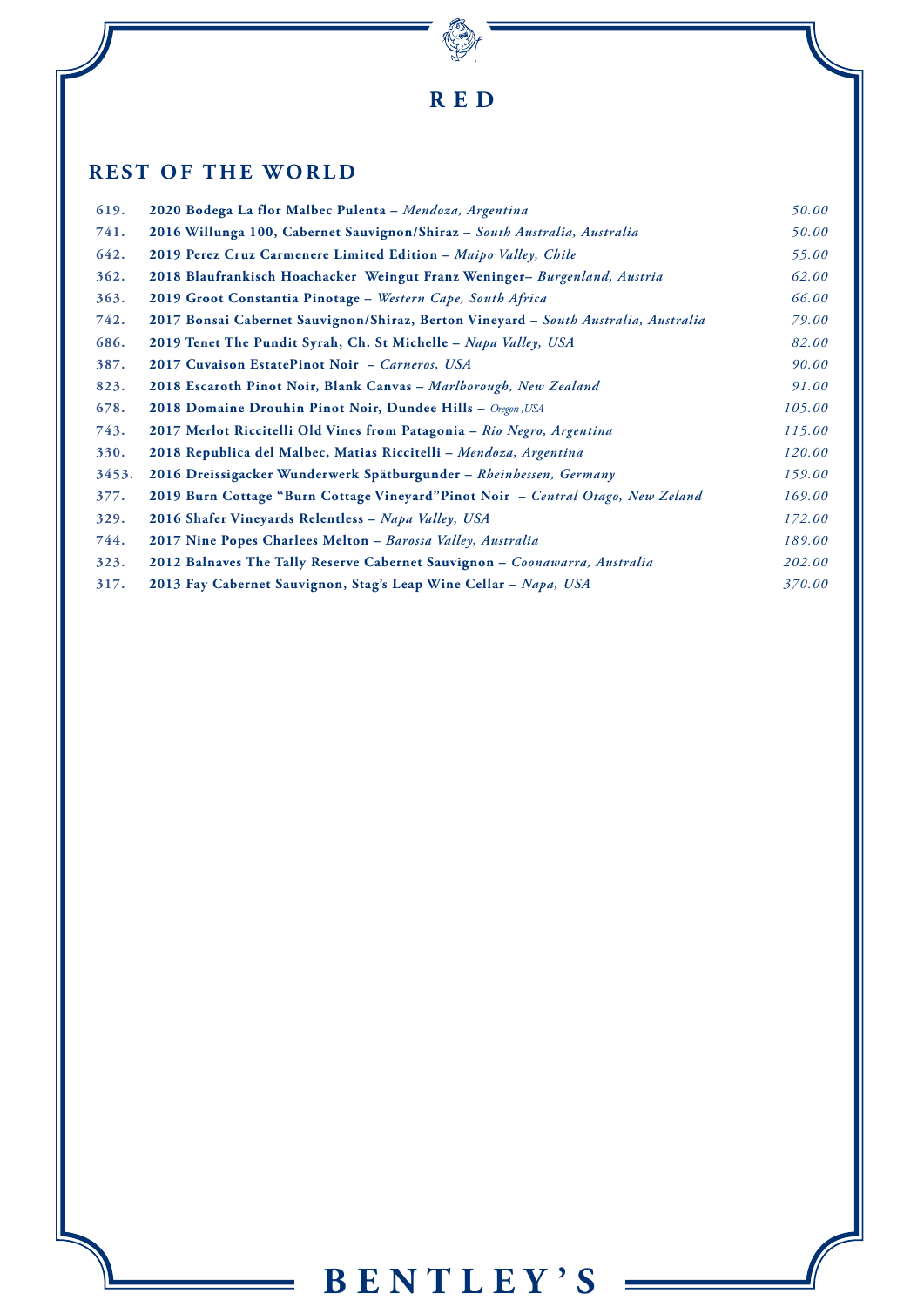# RED

## REST OF THE WORLD

| | | |
|---|---|---|
| 619. | **2020 Bodega La flor Malbec Pulenta** – *Mendoza, Argentina* | *50.00* |
| 741. | **2016 Willunga 100, Cabernet Sauvignon/Shiraz** – *South Australia, Australia* | *50.00* |
| 642. | **2019 Perez Cruz Carmenere Limited Edition** – *Maipo Valley, Chile* | *55.00* |
| 362. | **2018 Blaufrankisch Hoachacker Weingut Franz Weninger**– *Burgenland, Austria* | *62.00* |
| 363. | **2019 Groot Constantia Pinotage** – *Western Cape, South Africa* | *66.00* |
| 742. | **2017 Bonsai Cabernet Sauvignon/Shiraz, Berton Vineyard** – *South Australia, Australia* | *79.00* |
| 686. | **2019 Tenet The Pundit Syrah, Ch. St Michelle** – *Napa Valley, USA* | *82.00* |
| 387. | **2017 Cuvaison EstatePinot Noir** – *Carneros, USA* | *90.00* |
| 823. | **2018 Escaroth Pinot Noir, Blank Canvas** – *Marlborough, New Zealand* | *91.00* |
| 678. | **2018 Domaine Drouhin Pinot Noir, Dundee Hills** – *Oregon ,USA* | *105.00* |
| 743. | **2017 Merlot Riccitelli Old Vines from Patagonia** – *Rio Negro, Argentina* | *115.00* |
| 330. | **2018 Republica del Malbec, Matias Riccitelli** – *Mendoza, Argentina* | *120.00* |
| 3453. | **2016 Dreissigacker Wunderwerk Spätburgunder** – *Rheinhessen, Germany* | *159.00* |
| 377. | **2019 Burn Cottage "Burn Cottage Vineyard"Pinot Noir** – *Central Otago, New Zeland* | *169.00* |
| 329. | **2016 Shafer Vineyards Relentless** – *Napa Valley, USA* | *172.00* |
| 744. | **2017 Nine Popes Charlees Melton** – *Barossa Valley, Australia* | *189.00* |
| 323. | **2012 Balnaves The Tally Reserve Cabernet Sauvignon** – *Coonawarra, Australia* | *202.00* |
| 317. | **2013 Fay Cabernet Sauvignon, Stag's Leap Wine Cellar** – *Napa, USA* | *370.00* |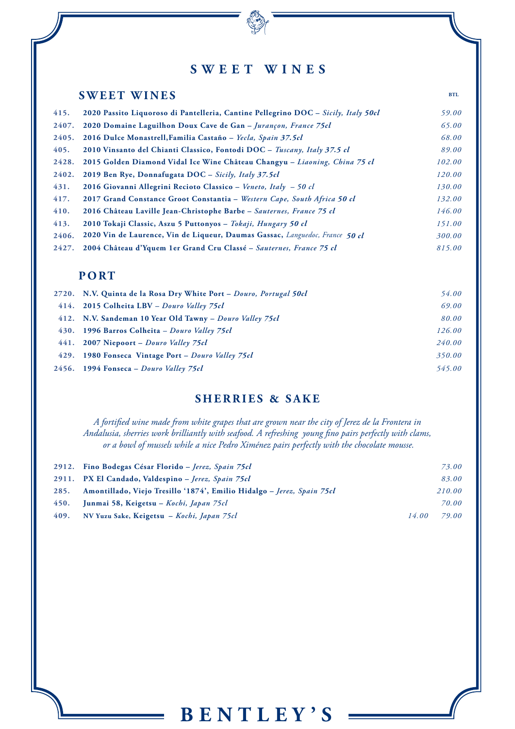# SWEET WINES

## SWEET WINES

| | | BTL |
|---|---|---|
| 415. | **2020 Passito Liquoroso di Pantelleria, Cantine Pellegrino DOC** – *Sicily, Italy 50cl* | *59.00* |
| 2407. | **2020 Domaine Laguilhon Doux Cave de Gan** – *Jurançon, France 75cl* | *65.00* |
| 2405. | **2016 Dulce Monastrell,Familia Castaño** – *Yecla, Spain 37.5cl* | *68.00* |
| 405. | **2010 Vinsanto del Chianti Classico, Fontodi DOC** – *Tuscany, Italy 37.5 cl* | *89.00* |
| 2428. | **2015 Golden Diamond Vidal Ice Wine Château Changyu** – *Liaoning, China 75 cl* | *102.00* |
| 2402. | **2019 Ben Rye, Donnafugata DOC** – *Sicily, Italy 37.5cl* | *120.00* |
| 431. | **2016 Giovanni Allegrini Recioto Classico** – *Veneto, Italy – 50 cl* | *130.00* |
| 417. | **2017 Grand Constance Groot Constantia** – *Western Cape, South Africa 50 cl* | *132.00* |
| 410. | **2016 Château Laville Jean-Christophe Barbe** – *Sauternes, France 75 cl* | *146.00* |
| 413. | **2010 Tokaji Classic, Aszu 5 Puttonyos** – *Tokaji, Hungary 50 cl* | *151.00* |
| 2406. | **2020 Vin de Laurence, Vin de Liqueur, Daumas Gassac,** *Languedoc, France 50 cl* | *300.00* |
| 2427. | **2004 Château d'Yquem 1er Grand Cru Classé** – *Sauternes, France 75 cl* | *815.00* |

## PORT

| | | |
|---|---|---|
| 2720. | **N.V. Quinta de la Rosa Dry White Port** – *Douro, Portugal 50cl* | *54.00* |
| 414. | **2015 Colheita LBV** – *Douro Valley 75cl* | *69.00* |
| 412. | **N.V. Sandeman 10 Year Old Tawny** – *Douro Valley 75cl* | *80.00* |
| 430. | **1996 Barros Colheita** – *Douro Valley 75cl* | *126.00* |
| 441. | **2007 Niepoort** – *Douro Valley 75cl* | *240.00* |
| 429. | **1980 Fonseca Vintage Port** – *Douro Valley 75cl* | *350.00* |
| 2456. | **1994 Fonseca** – *Douro Valley 75cl* | *545.00* |

## SHERRIES & SAKE

*A fortified wine made from white grapes that are grown near the city of Jerez de la Frontera in Andalusia, sherries work brilliantly with seafood. A refreshing young fino pairs perfectly with clams, or a bowl of mussels while a nice Pedro Ximénez pairs perfectly with the chocolate mousse.*

| | | | |
|---|---|---|---|
| 2912. | **Fino Bodegas César Florido** – *Jerez, Spain 75cl* | | *73.00* |
| 2911. | **PX El Candado, Valdespino** – *Jerez, Spain 75cl* | | *83.00* |
| 285. | **Amontillado, Viejo Tresillo '1874', Emilio Hidalgo** – *Jerez, Spain 75cl* | | *210.00* |
| 450. | **Junmai 58, Keigetsu** – *Kochi, Japan 75cl* | | *70.00* |
| 409. | **NV Yuzu Sake, Keigetsu** – *Kochi, Japan 75cl* | *14.00* | *79.00* |

BENTLEY'S